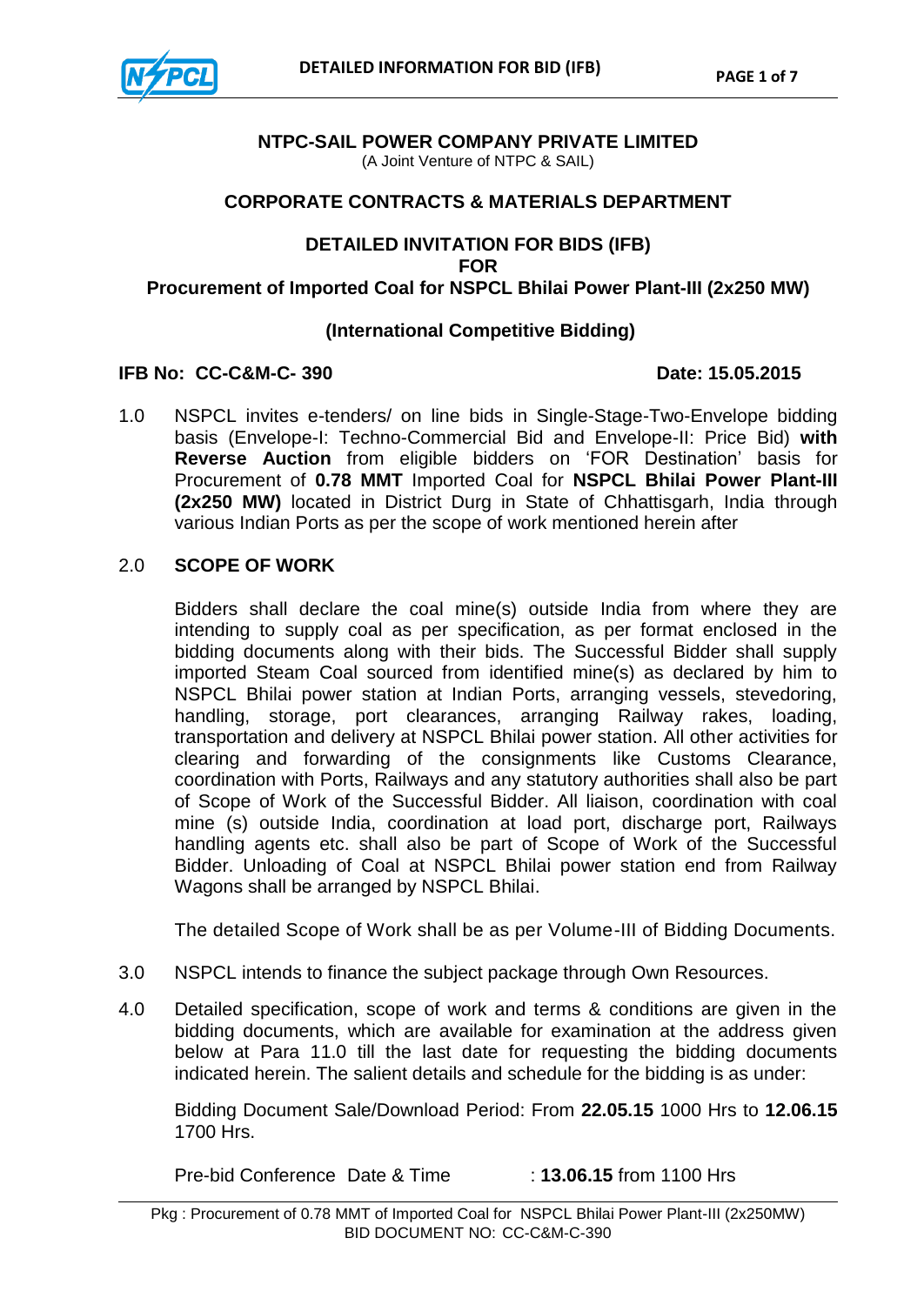**NTPC-SAIL POWER COMPANY PRIVATE LIMITED**
(A Joint Venture of NTPC & SAIL)

**CORPORATE CONTRACTS & MATERIALS DEPARTMENT**

**DETAILED INVITATION FOR BIDS (IFB)**
**FOR**
**Procurement of Imported Coal for NSPCL Bhilai Power Plant-III (2x250 MW)**

**(International Competitive Bidding)**

**IFB No: CC-C&M-C- 390** **Date: 15.05.2015**

1.0 NSPCL invites e-tenders/ on line bids in Single-Stage-Two-Envelope bidding basis (Envelope-I: Techno-Commercial Bid and Envelope-II: Price Bid) **with Reverse Auction** from eligible bidders on 'FOR Destination' basis for Procurement of **0.78 MMT** Imported Coal for **NSPCL Bhilai Power Plant-III (2x250 MW)** located in District Durg in State of Chhattisgarh, India through various Indian Ports as per the scope of work mentioned herein after

2.0 **SCOPE OF WORK**

Bidders shall declare the coal mine(s) outside India from where they are intending to supply coal as per specification, as per format enclosed in the bidding documents along with their bids. The Successful Bidder shall supply imported Steam Coal sourced from identified mine(s) as declared by him to NSPCL Bhilai power station at Indian Ports, arranging vessels, stevedoring, handling, storage, port clearances, arranging Railway rakes, loading, transportation and delivery at NSPCL Bhilai power station. All other activities for clearing and forwarding of the consignments like Customs Clearance, coordination with Ports, Railways and any statutory authorities shall also be part of Scope of Work of the Successful Bidder. All liaison, coordination with coal mine (s) outside India, coordination at load port, discharge port, Railways handling agents etc. shall also be part of Scope of Work of the Successful Bidder. Unloading of Coal at NSPCL Bhilai power station end from Railway Wagons shall be arranged by NSPCL Bhilai.

The detailed Scope of Work shall be as per Volume-III of Bidding Documents.

3.0 NSPCL intends to finance the subject package through Own Resources.

4.0 Detailed specification, scope of work and terms & conditions are given in the bidding documents, which are available for examination at the address given below at Para 11.0 till the last date for requesting the bidding documents indicated herein. The salient details and schedule for the bidding is as under:

Bidding Document Sale/Download Period: From **22.05.15** 1000 Hrs to **12.06.15** 1700 Hrs.

Pre-bid Conference Date & Time : **13.06.15** from 1100 Hrs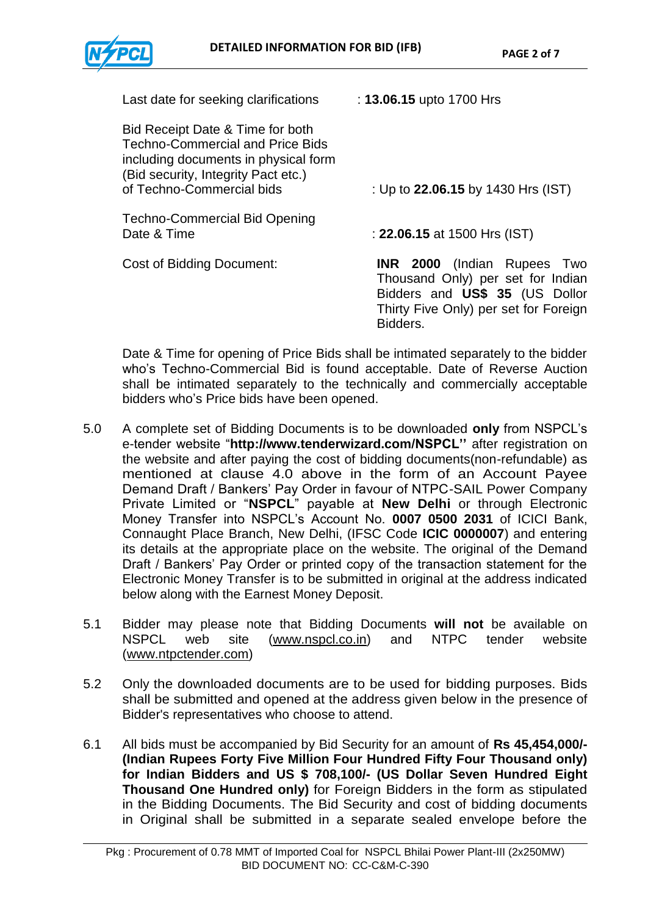| | |
|---|---|
| Last date for seeking clarifications | : **13.06.15** upto 1700 Hrs |
| Bid Receipt Date & Time for both Techno-Commercial and Price Bids including documents in physical form (Bid security, Integrity Pact etc.) of Techno-Commercial bids | : Up to **22.06.15** by 1430 Hrs (IST) |
| Techno-Commercial Bid Opening Date & Time | : **22.06.15** at 1500 Hrs (IST) |
| Cost of Bidding Document: | **INR 2000** (Indian Rupees Two Thousand Only) per set for Indian Bidders and **US$ 35** (US Dollar Thirty Five Only) per set for Foreign Bidders. |

Date & Time for opening of Price Bids shall be intimated separately to the bidder who's Techno-Commercial Bid is found acceptable. Date of Reverse Auction shall be intimated separately to the technically and commercially acceptable bidders who's Price bids have been opened.

5.0 A complete set of Bidding Documents is to be downloaded **only** from NSPCL's e-tender website "**http://www.tenderwizard.com/NSPCL**" after registration on the website and after paying the cost of bidding documents(non-refundable) as mentioned at clause 4.0 above in the form of an Account Payee Demand Draft / Bankers' Pay Order in favour of NTPC-SAIL Power Company Private Limited or "**NSPCL**" payable at **New Delhi** or through Electronic Money Transfer into NSPCL's Account No. **0007 0500 2031** of ICICI Bank, Connaught Place Branch, New Delhi, (IFSC Code **ICIC 0000007**) and entering its details at the appropriate place on the website. The original of the Demand Draft / Bankers' Pay Order or printed copy of the transaction statement for the Electronic Money Transfer is to be submitted in original at the address indicated below along with the Earnest Money Deposit.

5.1 Bidder may please note that Bidding Documents **will not** be available on NSPCL web site (www.nspcl.co.in) and NTPC tender website (www.ntpctender.com)

5.2 Only the downloaded documents are to be used for bidding purposes. Bids shall be submitted and opened at the address given below in the presence of Bidder's representatives who choose to attend.

6.1 All bids must be accompanied by Bid Security for an amount of **Rs 45,454,000/- (Indian Rupees Forty Five Million Four Hundred Fifty Four Thousand only) for Indian Bidders and US $ 708,100/- (US Dollar Seven Hundred Eight Thousand One Hundred only)** for Foreign Bidders in the form as stipulated in the Bidding Documents. The Bid Security and cost of bidding documents in Original shall be submitted in a separate sealed envelope before the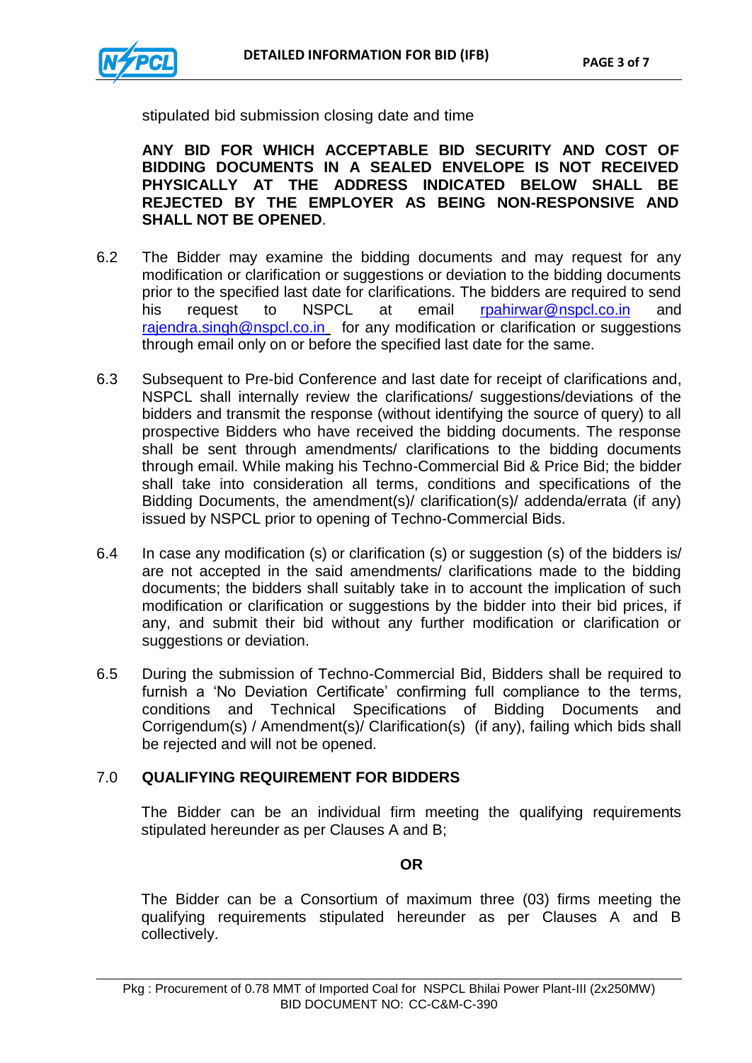stipulated bid submission closing date and time

**ANY BID FOR WHICH ACCEPTABLE BID SECURITY AND COST OF BIDDING DOCUMENTS IN A SEALED ENVELOPE IS NOT RECEIVED PHYSICALLY AT THE ADDRESS INDICATED BELOW SHALL BE REJECTED BY THE EMPLOYER AS BEING NON-RESPONSIVE AND SHALL NOT BE OPENED**.

6.2 The Bidder may examine the bidding documents and may request for any modification or clarification or suggestions or deviation to the bidding documents prior to the specified last date for clarifications. The bidders are required to send his request to NSPCL at email rpahirwar@nspcl.co.in and rajendra.singh@nspcl.co.in for any modification or clarification or suggestions through email only on or before the specified last date for the same.

6.3 Subsequent to Pre-bid Conference and last date for receipt of clarifications and, NSPCL shall internally review the clarifications/ suggestions/deviations of the bidders and transmit the response (without identifying the source of query) to all prospective Bidders who have received the bidding documents. The response shall be sent through amendments/ clarifications to the bidding documents through email. While making his Techno-Commercial Bid & Price Bid; the bidder shall take into consideration all terms, conditions and specifications of the Bidding Documents, the amendment(s)/ clarification(s)/ addenda/errata (if any) issued by NSPCL prior to opening of Techno-Commercial Bids.

6.4 In case any modification (s) or clarification (s) or suggestion (s) of the bidders is/ are not accepted in the said amendments/ clarifications made to the bidding documents; the bidders shall suitably take in to account the implication of such modification or clarification or suggestions by the bidder into their bid prices, if any, and submit their bid without any further modification or clarification or suggestions or deviation.

6.5 During the submission of Techno-Commercial Bid, Bidders shall be required to furnish a 'No Deviation Certificate' confirming full compliance to the terms, conditions and Technical Specifications of Bidding Documents and Corrigendum(s) / Amendment(s)/ Clarification(s) (if any), failing which bids shall be rejected and will not be opened.

## 7.0 QUALIFYING REQUIREMENT FOR BIDDERS

The Bidder can be an individual firm meeting the qualifying requirements stipulated hereunder as per Clauses A and B;

**OR**

The Bidder can be a Consortium of maximum three (03) firms meeting the qualifying requirements stipulated hereunder as per Clauses A and B collectively.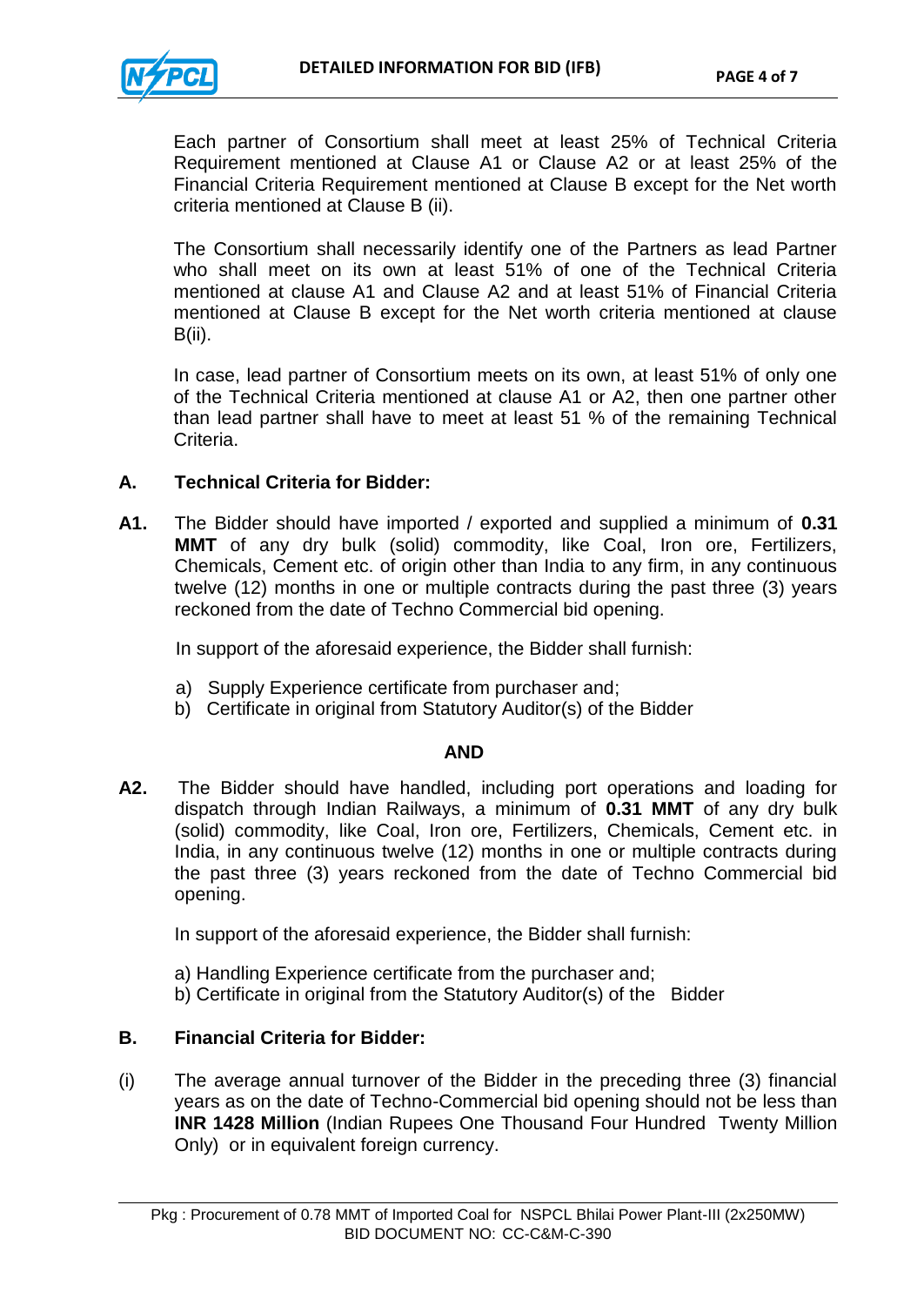Each partner of Consortium shall meet at least 25% of Technical Criteria Requirement mentioned at Clause A1 or Clause A2 or at least 25% of the Financial Criteria Requirement mentioned at Clause B except for the Net worth criteria mentioned at Clause B (ii).

The Consortium shall necessarily identify one of the Partners as lead Partner who shall meet on its own at least 51% of one of the Technical Criteria mentioned at clause A1 and Clause A2 and at least 51% of Financial Criteria mentioned at Clause B except for the Net worth criteria mentioned at clause B(ii).

In case, lead partner of Consortium meets on its own, at least 51% of only one of the Technical Criteria mentioned at clause A1 or A2, then one partner other than lead partner shall have to meet at least 51 % of the remaining Technical Criteria.

**A. Technical Criteria for Bidder:**

**A1.** The Bidder should have imported / exported and supplied a minimum of **0.31 MMT** of any dry bulk (solid) commodity, like Coal, Iron ore, Fertilizers, Chemicals, Cement etc. of origin other than India to any firm, in any continuous twelve (12) months in one or multiple contracts during the past three (3) years reckoned from the date of Techno Commercial bid opening.

In support of the aforesaid experience, the Bidder shall furnish:

a) Supply Experience certificate from purchaser and;
b) Certificate in original from Statutory Auditor(s) of the Bidder

**AND**

**A2.** The Bidder should have handled, including port operations and loading for dispatch through Indian Railways, a minimum of **0.31 MMT** of any dry bulk (solid) commodity, like Coal, Iron ore, Fertilizers, Chemicals, Cement etc. in India, in any continuous twelve (12) months in one or multiple contracts during the past three (3) years reckoned from the date of Techno Commercial bid opening.

In support of the aforesaid experience, the Bidder shall furnish:

a) Handling Experience certificate from the purchaser and;
b) Certificate in original from the Statutory Auditor(s) of the Bidder

**B. Financial Criteria for Bidder:**

(i) The average annual turnover of the Bidder in the preceding three (3) financial years as on the date of Techno-Commercial bid opening should not be less than **INR 1428 Million** (Indian Rupees One Thousand Four Hundred Twenty Million Only) or in equivalent foreign currency.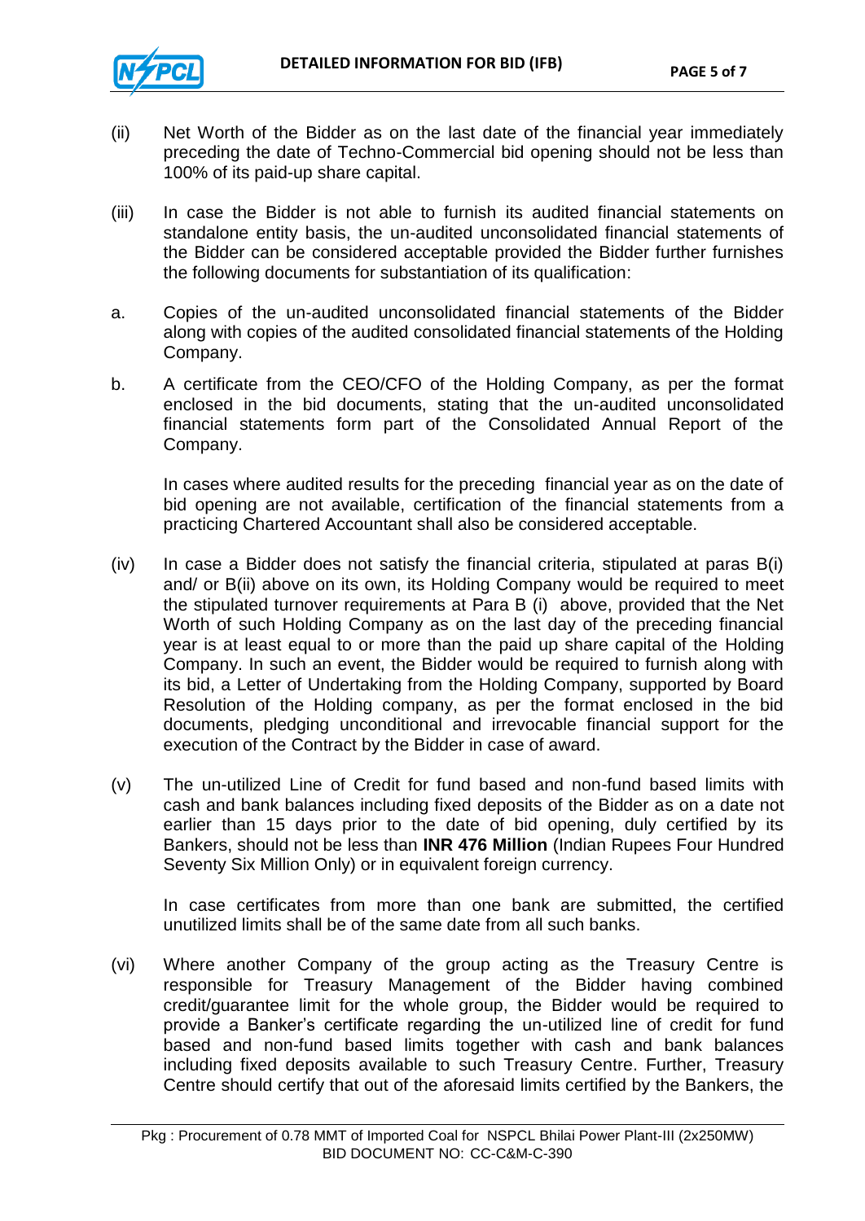(ii) Net Worth of the Bidder as on the last date of the financial year immediately preceding the date of Techno-Commercial bid opening should not be less than 100% of its paid-up share capital.

(iii) In case the Bidder is not able to furnish its audited financial statements on standalone entity basis, the un-audited unconsolidated financial statements of the Bidder can be considered acceptable provided the Bidder further furnishes the following documents for substantiation of its qualification:

a. Copies of the un-audited unconsolidated financial statements of the Bidder along with copies of the audited consolidated financial statements of the Holding Company.

b. A certificate from the CEO/CFO of the Holding Company, as per the format enclosed in the bid documents, stating that the un-audited unconsolidated financial statements form part of the Consolidated Annual Report of the Company.

In cases where audited results for the preceding financial year as on the date of bid opening are not available, certification of the financial statements from a practicing Chartered Accountant shall also be considered acceptable.

(iv) In case a Bidder does not satisfy the financial criteria, stipulated at paras B(i) and/ or B(ii) above on its own, its Holding Company would be required to meet the stipulated turnover requirements at Para B (i) above, provided that the Net Worth of such Holding Company as on the last day of the preceding financial year is at least equal to or more than the paid up share capital of the Holding Company. In such an event, the Bidder would be required to furnish along with its bid, a Letter of Undertaking from the Holding Company, supported by Board Resolution of the Holding company, as per the format enclosed in the bid documents, pledging unconditional and irrevocable financial support for the execution of the Contract by the Bidder in case of award.

(v) The un-utilized Line of Credit for fund based and non-fund based limits with cash and bank balances including fixed deposits of the Bidder as on a date not earlier than 15 days prior to the date of bid opening, duly certified by its Bankers, should not be less than **INR 476 Million** (Indian Rupees Four Hundred Seventy Six Million Only) or in equivalent foreign currency.

In case certificates from more than one bank are submitted, the certified unutilized limits shall be of the same date from all such banks.

(vi) Where another Company of the group acting as the Treasury Centre is responsible for Treasury Management of the Bidder having combined credit/guarantee limit for the whole group, the Bidder would be required to provide a Banker's certificate regarding the un-utilized line of credit for fund based and non-fund based limits together with cash and bank balances including fixed deposits available to such Treasury Centre. Further, Treasury Centre should certify that out of the aforesaid limits certified by the Bankers, the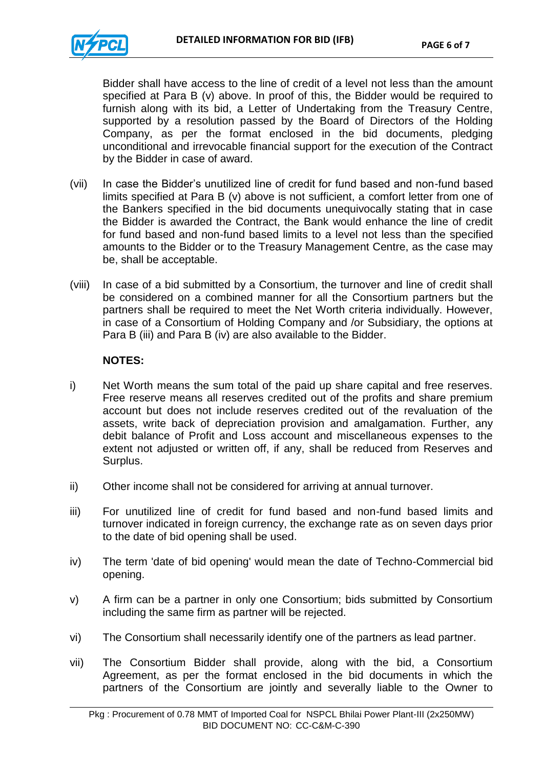Bidder shall have access to the line of credit of a level not less than the amount specified at Para B (v) above. In proof of this, the Bidder would be required to furnish along with its bid, a Letter of Undertaking from the Treasury Centre, supported by a resolution passed by the Board of Directors of the Holding Company, as per the format enclosed in the bid documents, pledging unconditional and irrevocable financial support for the execution of the Contract by the Bidder in case of award.

(vii) In case the Bidder's unutilized line of credit for fund based and non-fund based limits specified at Para B (v) above is not sufficient, a comfort letter from one of the Bankers specified in the bid documents unequivocally stating that in case the Bidder is awarded the Contract, the Bank would enhance the line of credit for fund based and non-fund based limits to a level not less than the specified amounts to the Bidder or to the Treasury Management Centre, as the case may be, shall be acceptable.

(viii) In case of a bid submitted by a Consortium, the turnover and line of credit shall be considered on a combined manner for all the Consortium partners but the partners shall be required to meet the Net Worth criteria individually. However, in case of a Consortium of Holding Company and /or Subsidiary, the options at Para B (iii) and Para B (iv) are also available to the Bidder.

**NOTES:**

i) Net Worth means the sum total of the paid up share capital and free reserves. Free reserve means all reserves credited out of the profits and share premium account but does not include reserves credited out of the revaluation of the assets, write back of depreciation provision and amalgamation. Further, any debit balance of Profit and Loss account and miscellaneous expenses to the extent not adjusted or written off, if any, shall be reduced from Reserves and Surplus.

ii) Other income shall not be considered for arriving at annual turnover.

iii) For unutilized line of credit for fund based and non-fund based limits and turnover indicated in foreign currency, the exchange rate as on seven days prior to the date of bid opening shall be used.

iv) The term 'date of bid opening' would mean the date of Techno-Commercial bid opening.

v) A firm can be a partner in only one Consortium; bids submitted by Consortium including the same firm as partner will be rejected.

vi) The Consortium shall necessarily identify one of the partners as lead partner.

vii) The Consortium Bidder shall provide, along with the bid, a Consortium Agreement, as per the format enclosed in the bid documents in which the partners of the Consortium are jointly and severally liable to the Owner to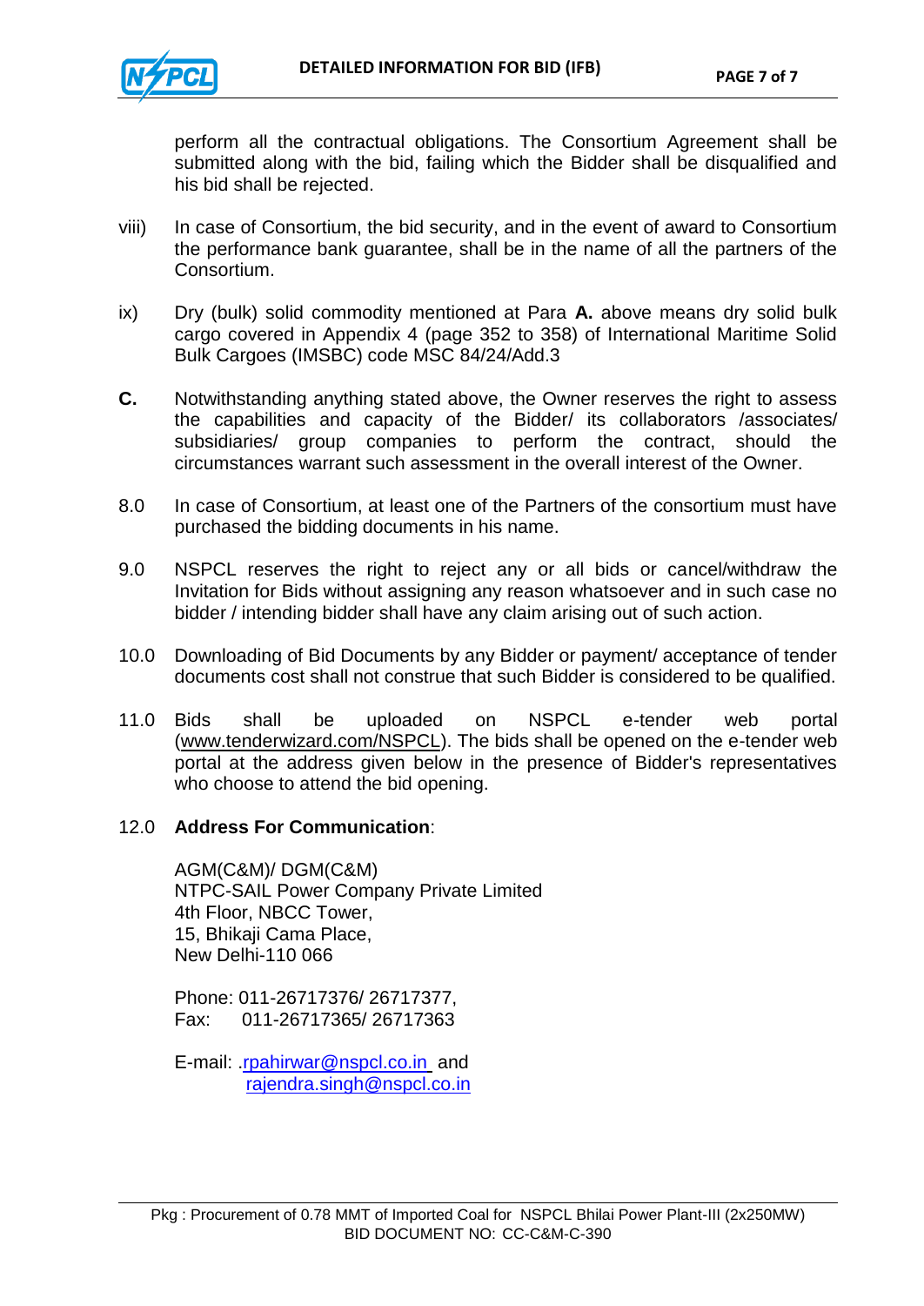perform all the contractual obligations. The Consortium Agreement shall be submitted along with the bid, failing which the Bidder shall be disqualified and his bid shall be rejected.

viii) In case of Consortium, the bid security, and in the event of award to Consortium the performance bank guarantee, shall be in the name of all the partners of the Consortium.

ix) Dry (bulk) solid commodity mentioned at Para **A.** above means dry solid bulk cargo covered in Appendix 4 (page 352 to 358) of International Maritime Solid Bulk Cargoes (IMSBC) code MSC 84/24/Add.3

**C.** Notwithstanding anything stated above, the Owner reserves the right to assess the capabilities and capacity of the Bidder/ its collaborators /associates/ subsidiaries/ group companies to perform the contract, should the circumstances warrant such assessment in the overall interest of the Owner.

8.0 In case of Consortium, at least one of the Partners of the consortium must have purchased the bidding documents in his name.

9.0 NSPCL reserves the right to reject any or all bids or cancel/withdraw the Invitation for Bids without assigning any reason whatsoever and in such case no bidder / intending bidder shall have any claim arising out of such action.

10.0 Downloading of Bid Documents by any Bidder or payment/ acceptance of tender documents cost shall not construe that such Bidder is considered to be qualified.

11.0 Bids shall be uploaded on NSPCL e-tender web portal (www.tenderwizard.com/NSPCL). The bids shall be opened on the e-tender web portal at the address given below in the presence of Bidder's representatives who choose to attend the bid opening.

12.0 **Address For Communication**:

AGM(C&M)/ DGM(C&M)
NTPC-SAIL Power Company Private Limited
4th Floor, NBCC Tower,
15, Bhikaji Cama Place,
New Delhi-110 066

Phone: 011-26717376/ 26717377,
Fax: 011-26717365/ 26717363

E-mail: .rpahirwar@nspcl.co.in and
rajendra.singh@nspcl.co.in

Pkg : Procurement of 0.78 MMT of Imported Coal for NSPCL Bhilai Power Plant-III (2x250MW)
BID DOCUMENT NO: CC-C&M-C-390